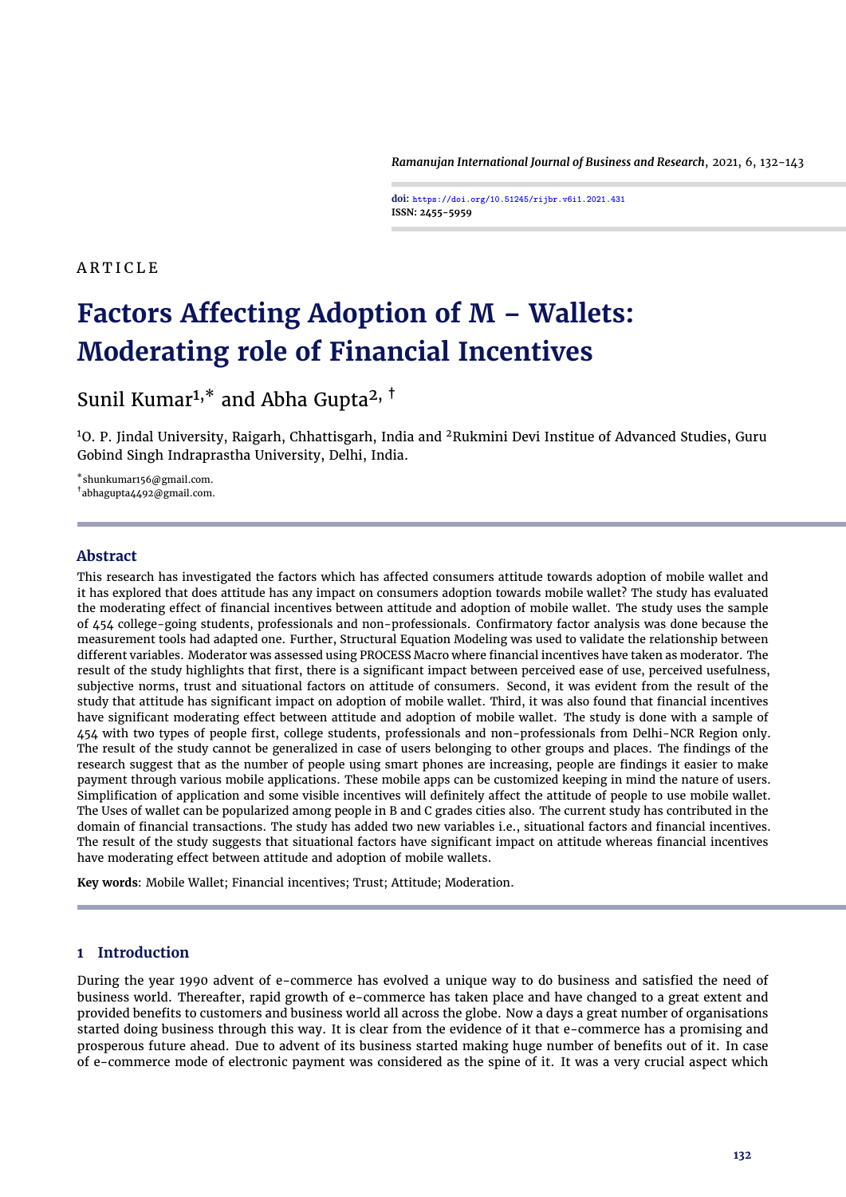ARTICLE

# Factors Affecting Adoption of M – Wallets: Moderating role of Financial Incentives

Sunil Kumar[1,*] and Abha Gupta[2,†]

[1]O. P. Jindal University, Raigarh, Chhattisgarh, India and [2]Rukmini Devi Institue of Advanced Studies, Guru Gobind Singh Indraprastha University, Delhi, India.

[*]shunkumar156@gmail.com.
[†]abhagupta4492@gmail.com.

## Abstract

This research has investigated the factors which has affected consumers attitude towards adoption of mobile wallet and it has explored that does attitude has any impact on consumers adoption towards mobile wallet? The study has evaluated the moderating effect of financial incentives between attitude and adoption of mobile wallet. The study uses the sample of 454 college-going students, professionals and non-professionals. Confirmatory factor analysis was done because the measurement tools had adapted one. Further, Structural Equation Modeling was used to validate the relationship between different variables. Moderator was assessed using PROCESS Macro where financial incentives have taken as moderator. The result of the study highlights that first, there is a significant impact between perceived ease of use, perceived usefulness, subjective norms, trust and situational factors on attitude of consumers. Second, it was evident from the result of the study that attitude has significant impact on adoption of mobile wallet. Third, it was also found that financial incentives have significant moderating effect between attitude and adoption of mobile wallet. The study is done with a sample of 454 with two types of people first, college students, professionals and non-professionals from Delhi-NCR Region only. The result of the study cannot be generalized in case of users belonging to other groups and places. The findings of the research suggest that as the number of people using smart phones are increasing, people are findings it easier to make payment through various mobile applications. These mobile apps can be customized keeping in mind the nature of users. Simplification of application and some visible incentives will definitely affect the attitude of people to use mobile wallet. The Uses of wallet can be popularized among people in B and C grades cities also. The current study has contributed in the domain of financial transactions. The study has added two new variables i.e., situational factors and financial incentives. The result of the study suggests that situational factors have significant impact on attitude whereas financial incentives have moderating effect between attitude and adoption of mobile wallets.

**Key words**: Mobile Wallet; Financial incentives; Trust; Attitude; Moderation.

## 1 Introduction

During the year 1990 advent of e-commerce has evolved a unique way to do business and satisfied the need of business world. Thereafter, rapid growth of e-commerce has taken place and have changed to a great extent and provided benefits to customers and business world all across the globe. Now a days a great number of organisations started doing business through this way. It is clear from the evidence of it that e-commerce has a promising and prosperous future ahead. Due to advent of its business started making huge number of benefits out of it. In case of e-commerce mode of electronic payment was considered as the spine of it. It was a very crucial aspect which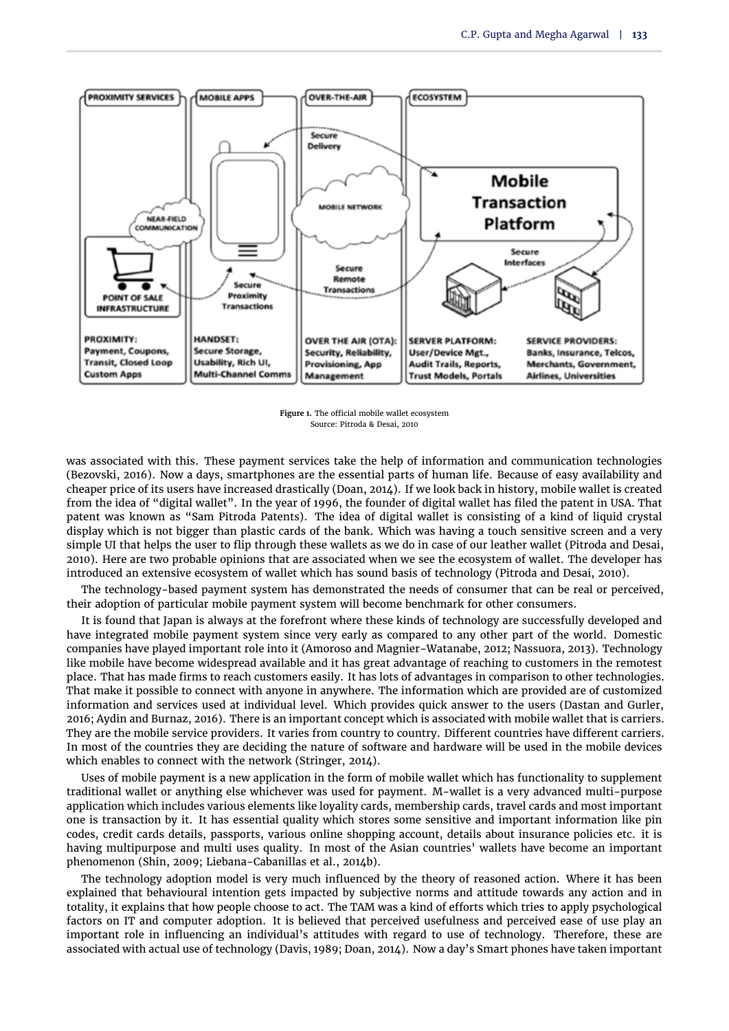Figure 1. The official mobile wallet ecosystem
Source: Pitroda & Desai, 2010

was associated with this. These payment services take the help of information and communication technologies (Bezovski, 2016). Now a days, smartphones are the essential parts of human life. Because of easy availability and cheaper price of its users have increased drastically (Doan, 2014). If we look back in history, mobile wallet is created from the idea of "digital wallet". In the year of 1996, the founder of digital wallet has filed the patent in USA. That patent was known as "Sam Pitroda Patents). The idea of digital wallet is consisting of a kind of liquid crystal display which is not bigger than plastic cards of the bank. Which was having a touch sensitive screen and a very simple UI that helps the user to flip through these wallets as we do in case of our leather wallet (Pitroda and Desai, 2010). Here are two probable opinions that are associated when we see the ecosystem of wallet. The developer has introduced an extensive ecosystem of wallet which has sound basis of technology (Pitroda and Desai, 2010).

The technology-based payment system has demonstrated the needs of consumer that can be real or perceived, their adoption of particular mobile payment system will become benchmark for other consumers.

It is found that Japan is always at the forefront where these kinds of technology are successfully developed and have integrated mobile payment system since very early as compared to any other part of the world. Domestic companies have played important role into it (Amoroso and Magnier-Watanabe, 2012; Nassuora, 2013). Technology like mobile have become widespread available and it has great advantage of reaching to customers in the remotest place. That has made firms to reach customers easily. It has lots of advantages in comparison to other technologies. That make it possible to connect with anyone in anywhere. The information which are provided are of customized information and services used at individual level. Which provides quick answer to the users (Dastan and Gurler, 2016; Aydin and Burnaz, 2016). There is an important concept which is associated with mobile wallet that is carriers. They are the mobile service providers. It varies from country to country. Different countries have different carriers. In most of the countries they are deciding the nature of software and hardware will be used in the mobile devices which enables to connect with the network (Stringer, 2014).

Uses of mobile payment is a new application in the form of mobile wallet which has functionality to supplement traditional wallet or anything else whichever was used for payment. M-wallet is a very advanced multi-purpose application which includes various elements like loyality cards, membership cards, travel cards and most important one is transaction by it. It has essential quality which stores some sensitive and important information like pin codes, credit cards details, passports, various online shopping account, details about insurance policies etc. it is having multipurpose and multi uses quality. In most of the Asian countries' wallets have become an important phenomenon (Shin, 2009; Liebana-Cabanillas et al., 2014b).

The technology adoption model is very much influenced by the theory of reasoned action. Where it has been explained that behavioural intention gets impacted by subjective norms and attitude towards any action and in totality, it explains that how people choose to act. The TAM was a kind of efforts which tries to apply psychological factors on IT and computer adoption. It is believed that perceived usefulness and perceived ease of use play an important role in influencing an individual's attitudes with regard to use of technology. Therefore, these are associated with actual use of technology (Davis, 1989; Doan, 2014). Now a day's Smart phones have taken important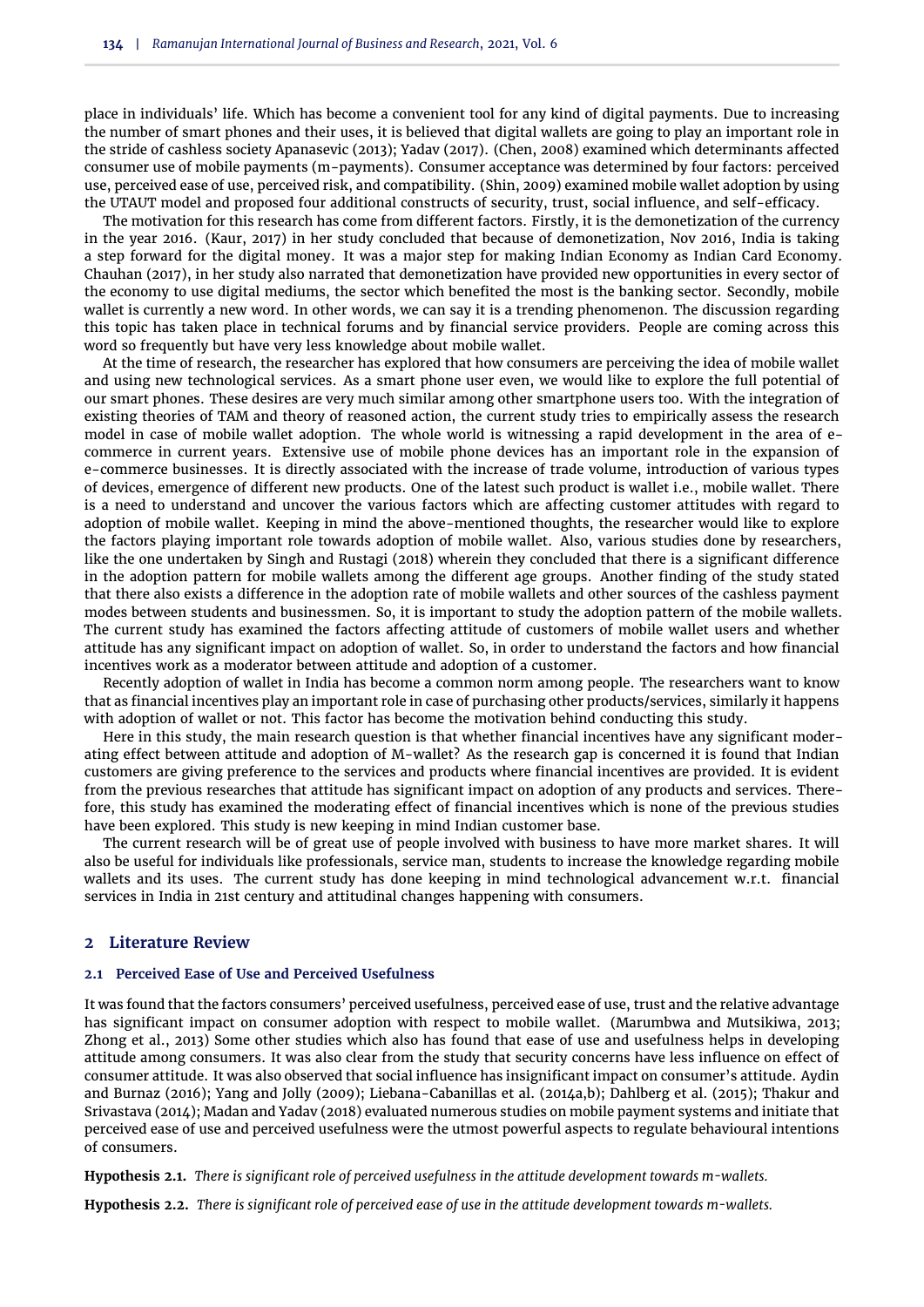place in individuals' life. Which has become a convenient tool for any kind of digital payments. Due to increasing the number of smart phones and their uses, it is believed that digital wallets are going to play an important role in the stride of cashless society Apanasevic (2013); Yadav (2017). (Chen, 2008) examined which determinants affected consumer use of mobile payments (m-payments). Consumer acceptance was determined by four factors: perceived use, perceived ease of use, perceived risk, and compatibility. (Shin, 2009) examined mobile wallet adoption by using the UTAUT model and proposed four additional constructs of security, trust, social influence, and self-efficacy.

The motivation for this research has come from different factors. Firstly, it is the demonetization of the currency in the year 2016. (Kaur, 2017) in her study concluded that because of demonetization, Nov 2016, India is taking a step forward for the digital money. It was a major step for making Indian Economy as Indian Card Economy. Chauhan (2017), in her study also narrated that demonetization have provided new opportunities in every sector of the economy to use digital mediums, the sector which benefited the most is the banking sector. Secondly, mobile wallet is currently a new word. In other words, we can say it is a trending phenomenon. The discussion regarding this topic has taken place in technical forums and by financial service providers. People are coming across this word so frequently but have very less knowledge about mobile wallet.

At the time of research, the researcher has explored that how consumers are perceiving the idea of mobile wallet and using new technological services. As a smart phone user even, we would like to explore the full potential of our smart phones. These desires are very much similar among other smartphone users too. With the integration of existing theories of TAM and theory of reasoned action, the current study tries to empirically assess the research model in case of mobile wallet adoption. The whole world is witnessing a rapid development in the area of e-commerce in current years. Extensive use of mobile phone devices has an important role in the expansion of e-commerce businesses. It is directly associated with the increase of trade volume, introduction of various types of devices, emergence of different new products. One of the latest such product is wallet i.e., mobile wallet. There is a need to understand and uncover the various factors which are affecting customer attitudes with regard to adoption of mobile wallet. Keeping in mind the above-mentioned thoughts, the researcher would like to explore the factors playing important role towards adoption of mobile wallet. Also, various studies done by researchers, like the one undertaken by Singh and Rustagi (2018) wherein they concluded that there is a significant difference in the adoption pattern for mobile wallets among the different age groups. Another finding of the study stated that there also exists a difference in the adoption rate of mobile wallets and other sources of the cashless payment modes between students and businessmen. So, it is important to study the adoption pattern of the mobile wallets. The current study has examined the factors affecting attitude of customers of mobile wallet users and whether attitude has any significant impact on adoption of wallet. So, in order to understand the factors and how financial incentives work as a moderator between attitude and adoption of a customer.

Recently adoption of wallet in India has become a common norm among people. The researchers want to know that as financial incentives play an important role in case of purchasing other products/services, similarly it happens with adoption of wallet or not. This factor has become the motivation behind conducting this study.

Here in this study, the main research question is that whether financial incentives have any significant moderating effect between attitude and adoption of M-wallet? As the research gap is concerned it is found that Indian customers are giving preference to the services and products where financial incentives are provided. It is evident from the previous researches that attitude has significant impact on adoption of any products and services. Therefore, this study has examined the moderating effect of financial incentives which is none of the previous studies have been explored. This study is new keeping in mind Indian customer base.

The current research will be of great use of people involved with business to have more market shares. It will also be useful for individuals like professionals, service man, students to increase the knowledge regarding mobile wallets and its uses. The current study has done keeping in mind technological advancement w.r.t. financial services in India in 21st century and attitudinal changes happening with consumers.

## 2 Literature Review

### 2.1 Perceived Ease of Use and Perceived Usefulness

It was found that the factors consumers' perceived usefulness, perceived ease of use, trust and the relative advantage has significant impact on consumer adoption with respect to mobile wallet. (Marumbwa and Mutsikiwa, 2013; Zhong et al., 2013) Some other studies which also has found that ease of use and usefulness helps in developing attitude among consumers. It was also clear from the study that security concerns have less influence on effect of consumer attitude. It was also observed that social influence has insignificant impact on consumer's attitude. Aydin and Burnaz (2016); Yang and Jolly (2009); Liebana-Cabanillas et al. (2014a,b); Dahlberg et al. (2015); Thakur and Srivastava (2014); Madan and Yadav (2018) evaluated numerous studies on mobile payment systems and initiate that perceived ease of use and perceived usefulness were the utmost powerful aspects to regulate behavioural intentions of consumers.

**Hypothesis 2.1.** *There is significant role of perceived usefulness in the attitude development towards m-wallets.*

**Hypothesis 2.2.** *There is significant role of perceived ease of use in the attitude development towards m-wallets.*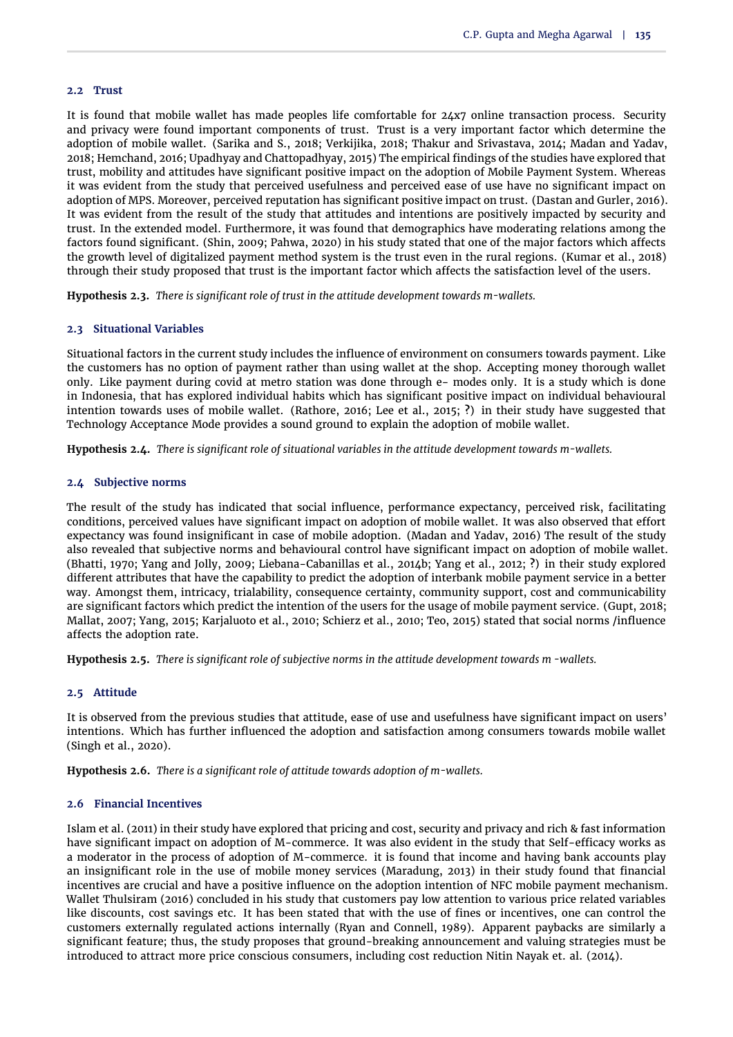### 2.2 Trust

It is found that mobile wallet has made peoples life comfortable for 24x7 online transaction process. Security and privacy were found important components of trust. Trust is a very important factor which determine the adoption of mobile wallet. (Sarika and S., 2018; Verkijika, 2018; Thakur and Srivastava, 2014; Madan and Yadav, 2018; Hemchand, 2016; Upadhyay and Chattopadhyay, 2015) The empirical findings of the studies have explored that trust, mobility and attitudes have significant positive impact on the adoption of Mobile Payment System. Whereas it was evident from the study that perceived usefulness and perceived ease of use have no significant impact on adoption of MPS. Moreover, perceived reputation has significant positive impact on trust. (Dastan and Gurler, 2016). It was evident from the result of the study that attitudes and intentions are positively impacted by security and trust. In the extended model. Furthermore, it was found that demographics have moderating relations among the factors found significant. (Shin, 2009; Pahwa, 2020) in his study stated that one of the major factors which affects the growth level of digitalized payment method system is the trust even in the rural regions. (Kumar et al., 2018) through their study proposed that trust is the important factor which affects the satisfaction level of the users.

**Hypothesis 2.3.** *There is significant role of trust in the attitude development towards m-wallets.*

### 2.3 Situational Variables

Situational factors in the current study includes the influence of environment on consumers towards payment. Like the customers has no option of payment rather than using wallet at the shop. Accepting money thorough wallet only. Like payment during covid at metro station was done through e- modes only. It is a study which is done in Indonesia, that has explored individual habits which has significant positive impact on individual behavioural intention towards uses of mobile wallet. (Rathore, 2016; Lee et al., 2015; **?**) in their study have suggested that Technology Acceptance Mode provides a sound ground to explain the adoption of mobile wallet.

**Hypothesis 2.4.** *There is significant role of situational variables in the attitude development towards m-wallets.*

### 2.4 Subjective norms

The result of the study has indicated that social influence, performance expectancy, perceived risk, facilitating conditions, perceived values have significant impact on adoption of mobile wallet. It was also observed that effort expectancy was found insignificant in case of mobile adoption. (Madan and Yadav, 2016) The result of the study also revealed that subjective norms and behavioural control have significant impact on adoption of mobile wallet. (Bhatti, 1970; Yang and Jolly, 2009; Liebana-Cabanillas et al., 2014b; Yang et al., 2012; **?**) in their study explored different attributes that have the capability to predict the adoption of interbank mobile payment service in a better way. Amongst them, intricacy, trialability, consequence certainty, community support, cost and communicability are significant factors which predict the intention of the users for the usage of mobile payment service. (Gupt, 2018; Mallat, 2007; Yang, 2015; Karjaluoto et al., 2010; Schierz et al., 2010; Teo, 2015) stated that social norms /influence affects the adoption rate.

**Hypothesis 2.5.** *There is significant role of subjective norms in the attitude development towards m -wallets.*

### 2.5 Attitude

It is observed from the previous studies that attitude, ease of use and usefulness have significant impact on users' intentions. Which has further influenced the adoption and satisfaction among consumers towards mobile wallet (Singh et al., 2020).

**Hypothesis 2.6.** *There is a significant role of attitude towards adoption of m-wallets.*

### 2.6 Financial Incentives

Islam et al. (2011) in their study have explored that pricing and cost, security and privacy and rich & fast information have significant impact on adoption of M-commerce. It was also evident in the study that Self-efficacy works as a moderator in the process of adoption of M-commerce. it is found that income and having bank accounts play an insignificant role in the use of mobile money services (Maradung, 2013) in their study found that financial incentives are crucial and have a positive influence on the adoption intention of NFC mobile payment mechanism. Wallet Thulsiram (2016) concluded in his study that customers pay low attention to various price related variables like discounts, cost savings etc. It has been stated that with the use of fines or incentives, one can control the customers externally regulated actions internally (Ryan and Connell, 1989). Apparent paybacks are similarly a significant feature; thus, the study proposes that ground-breaking announcement and valuing strategies must be introduced to attract more price conscious consumers, including cost reduction Nitin Nayak et. al. (2014).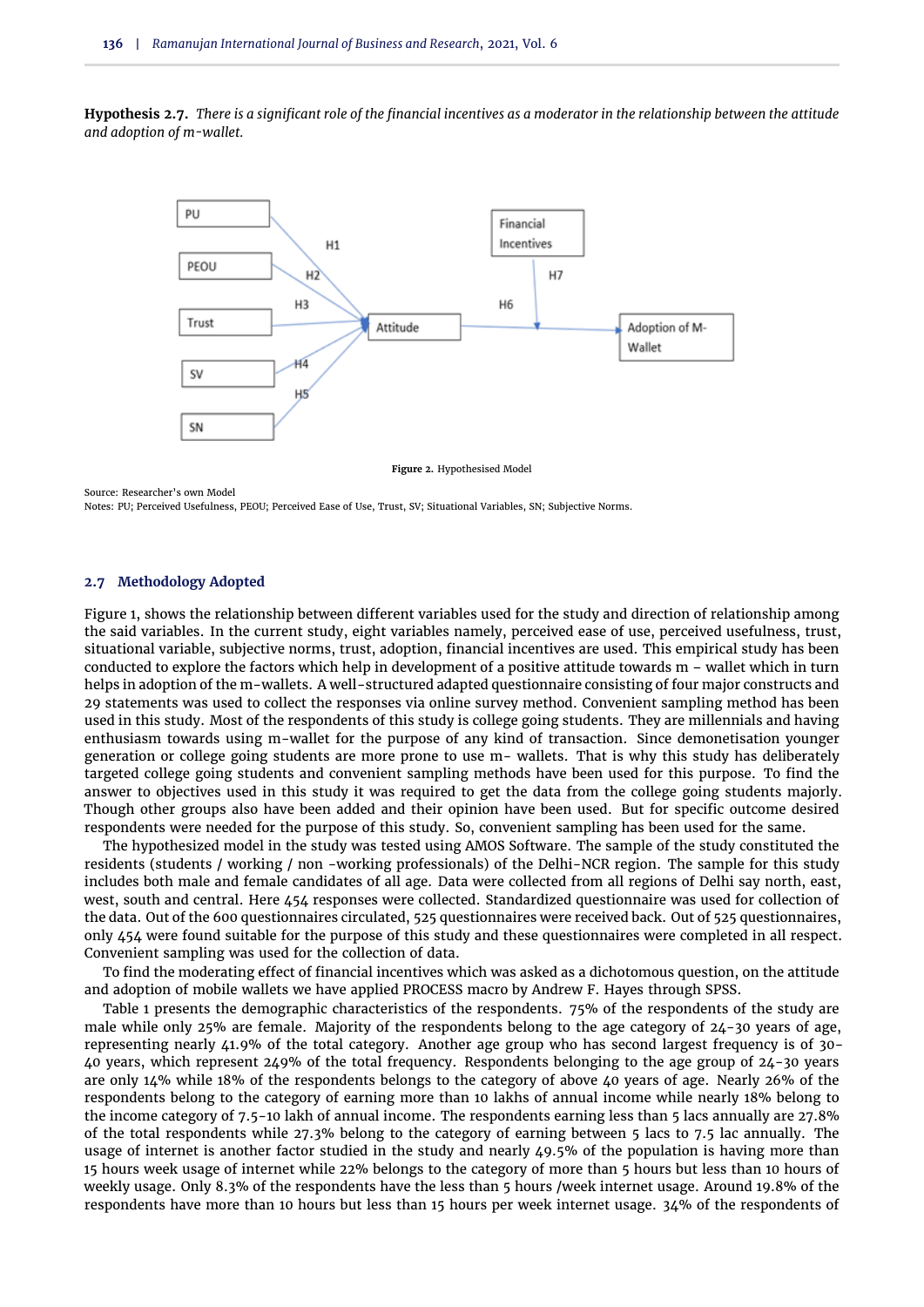**Hypothesis 2.7.** *There is a significant role of the financial incentives as a moderator in the relationship between the attitude and adoption of m-wallet.*

**Figure 2.** Hypothesised Model

Source: Researcher's own Model
Notes: PU; Perceived Usefulness, PEOU; Perceived Ease of Use, Trust, SV; Situational Variables, SN; Subjective Norms.

## 2.7 Methodology Adopted

Figure 1, shows the relationship between different variables used for the study and direction of relationship among the said variables. In the current study, eight variables namely, perceived ease of use, perceived usefulness, trust, situational variable, subjective norms, trust, adoption, financial incentives are used. This empirical study has been conducted to explore the factors which help in development of a positive attitude towards m – wallet which in turn helps in adoption of the m-wallets. A well-structured adapted questionnaire consisting of four major constructs and 29 statements was used to collect the responses via online survey method. Convenient sampling method has been used in this study. Most of the respondents of this study is college going students. They are millennials and having enthusiasm towards using m-wallet for the purpose of any kind of transaction. Since demonetisation younger generation or college going students are more prone to use m- wallets. That is why this study has deliberately targeted college going students and convenient sampling methods have been used for this purpose. To find the answer to objectives used in this study it was required to get the data from the college going students majorly. Though other groups also have been added and their opinion have been used. But for specific outcome desired respondents were needed for the purpose of this study. So, convenient sampling has been used for the same.

The hypothesized model in the study was tested using AMOS Software. The sample of the study constituted the residents (students / working / non -working professionals) of the Delhi-NCR region. The sample for this study includes both male and female candidates of all age. Data were collected from all regions of Delhi say north, east, west, south and central. Here 454 responses were collected. Standardized questionnaire was used for collection of the data. Out of the 600 questionnaires circulated, 525 questionnaires were received back. Out of 525 questionnaires, only 454 were found suitable for the purpose of this study and these questionnaires were completed in all respect. Convenient sampling was used for the collection of data.

To find the moderating effect of financial incentives which was asked as a dichotomous question, on the attitude and adoption of mobile wallets we have applied PROCESS macro by Andrew F. Hayes through SPSS.

Table 1 presents the demographic characteristics of the respondents. 75% of the respondents of the study are male while only 25% are female. Majority of the respondents belong to the age category of 24-30 years of age, representing nearly 41.9% of the total category. Another age group who has second largest frequency is of 30-40 years, which represent 249% of the total frequency. Respondents belonging to the age group of 24-30 years are only 14% while 18% of the respondents belongs to the category of above 40 years of age. Nearly 26% of the respondents belong to the category of earning more than 10 lakhs of annual income while nearly 18% belong to the income category of 7.5-10 lakh of annual income. The respondents earning less than 5 lacs annually are 27.8% of the total respondents while 27.3% belong to the category of earning between 5 lacs to 7.5 lac annually. The usage of internet is another factor studied in the study and nearly 49.5% of the population is having more than 15 hours week usage of internet while 22% belongs to the category of more than 5 hours but less than 10 hours of weekly usage. Only 8.3% of the respondents have the less than 5 hours /week internet usage. Around 19.8% of the respondents have more than 10 hours but less than 15 hours per week internet usage. 34% of the respondents of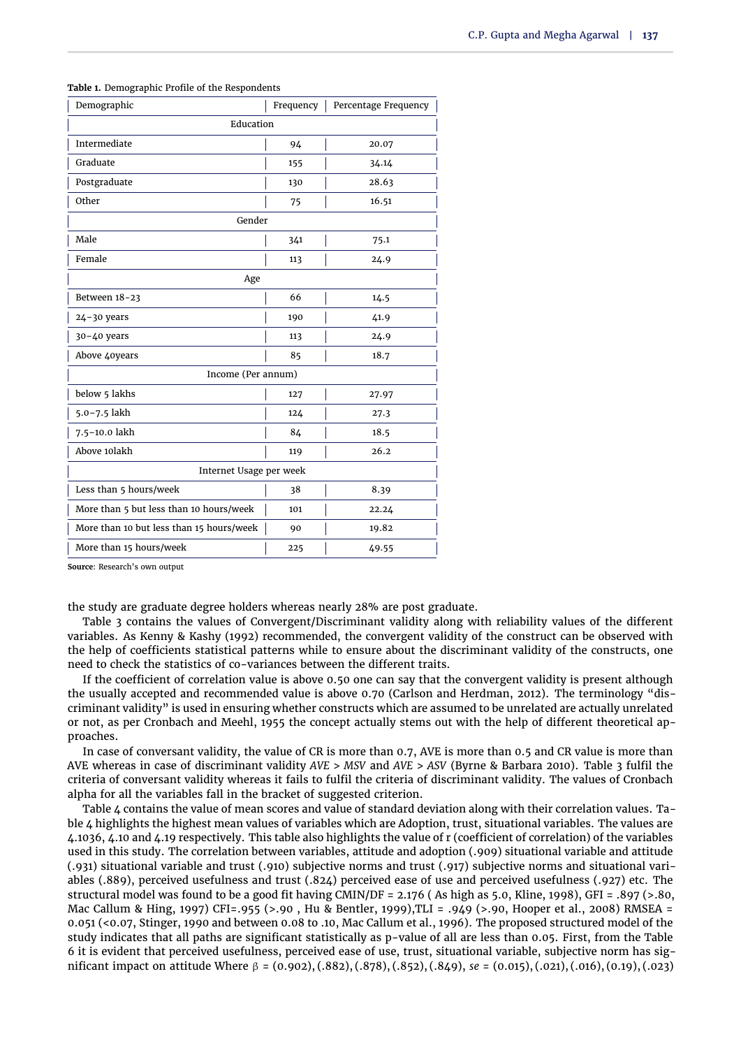**Table 1.** Demographic Profile of the Respondents

| Demographic | Frequency | Percentage Frequency |
|---|---|---|
| Education | | |
| Intermediate | 94 | 20.07 |
| Graduate | 155 | 34.14 |
| Postgraduate | 130 | 28.63 |
| Other | 75 | 16.51 |
| Gender | | |
| Male | 341 | 75.1 |
| Female | 113 | 24.9 |
| Age | | |
| Between 18–23 | 66 | 14.5 |
| 24–30 years | 190 | 41.9 |
| 30–40 years | 113 | 24.9 |
| Above 40years | 85 | 18.7 |
| Income (Per annum) | | |
| below 5 lakhs | 127 | 27.97 |
| 5.0–7.5 lakh | 124 | 27.3 |
| 7.5–10.0 lakh | 84 | 18.5 |
| Above 10lakh | 119 | 26.2 |
| Internet Usage per week | | |
| Less than 5 hours/week | 38 | 8.39 |
| More than 5 but less than 10 hours/week | 101 | 22.24 |
| More than 10 but less than 15 hours/week | 90 | 19.82 |
| More than 15 hours/week | 225 | 49.55 |

**Source**: Research's own output

the study are graduate degree holders whereas nearly 28% are post graduate.

Table 3 contains the values of Convergent/Discriminant validity along with reliability values of the different variables. As Kenny & Kashy (1992) recommended, the convergent validity of the construct can be observed with the help of coefficients statistical patterns while to ensure about the discriminant validity of the constructs, one need to check the statistics of co-variances between the different traits.

If the coefficient of correlation value is above 0.50 one can say that the convergent validity is present although the usually accepted and recommended value is above 0.70 (Carlson and Herdman, 2012). The terminology "discriminant validity" is used in ensuring whether constructs which are assumed to be unrelated are actually unrelated or not, as per Cronbach and Meehl, 1955 the concept actually stems out with the help of different theoretical approaches.

In case of conversant validity, the value of CR is more than 0.7, AVE is more than 0.5 and CR value is more than AVE whereas in case of discriminant validity $AVE > MSV$ and $AVE > ASV$ (Byrne & Barbara 2010). Table 3 fulfil the criteria of conversant validity whereas it fails to fulfil the criteria of discriminant validity. The values of Cronbach alpha for all the variables fall in the bracket of suggested criterion.

Table 4 contains the value of mean scores and value of standard deviation along with their correlation values. Table 4 highlights the highest mean values of variables which are Adoption, trust, situational variables. The values are 4.1036, 4.10 and 4.19 respectively. This table also highlights the value of r (coefficient of correlation) of the variables used in this study. The correlation between variables, attitude and adoption (.909) situational variable and attitude (.931) situational variable and trust (.910) subjective norms and trust (.917) subjective norms and situational variables (.889), perceived usefulness and trust (.824) perceived ease of use and perceived usefulness (.927) etc. The structural model was found to be a good fit having CMIN/DF = 2.176 ( As high as 5.0, Kline, 1998), GFI = .897 (>.80, Mac Callum & Hing, 1997) CFI=.955 (>.90 , Hu & Bentler, 1999),TLI = .949 (>.90, Hooper et al., 2008) RMSEA = 0.051 (<0.07, Stinger, 1990 and between 0.08 to .10, Mac Callum et al., 1996). The proposed structured model of the study indicates that all paths are significant statistically as p-value of all are less than 0.05. First, from the Table 6 it is evident that perceived usefulness, perceived ease of use, trust, situational variable, subjective norm has significant impact on attitude Where $\beta$ = (0.902), (.882), (.878), (.852), (.849), *se* = (0.015), (.021), (.016), (0.19), (.023)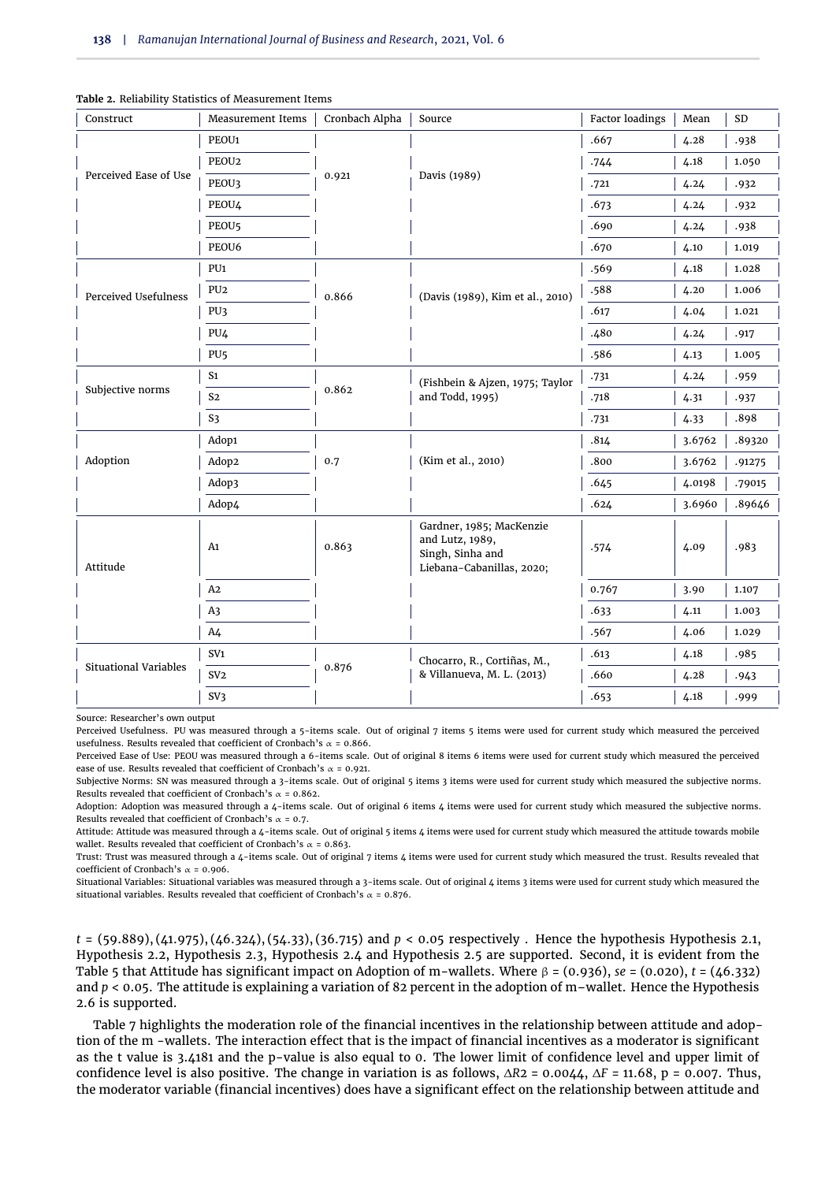**Table 2.** Reliability Statistics of Measurement Items

| Construct | Measurement Items | Cronbach Alpha | Source | Factor loadings | Mean | SD |
|---|---|---|---|---|---|---|
| Perceived Ease of Use | PEOU1 | 0.921 | Davis (1989) | .667 | 4.28 | .938 |
| | PEOU2 | | | .744 | 4.18 | 1.050 |
| | PEOU3 | | | .721 | 4.24 | .932 |
| | PEOU4 | | | .673 | 4.24 | .932 |
| | PEOU5 | | | .690 | 4.24 | .938 |
| | PEOU6 | | | .670 | 4.10 | 1.019 |
| Perceived Usefulness | PU1 | 0.866 | (Davis (1989), Kim et al., 2010) | .569 | 4.18 | 1.028 |
| | PU2 | | | .588 | 4.20 | 1.006 |
| | PU3 | | | .617 | 4.04 | 1.021 |
| | PU4 | | | .480 | 4.24 | .917 |
| | PU5 | | | .586 | 4.13 | 1.005 |
| Subjective norms | S1 | 0.862 | (Fishbein & Ajzen, 1975; Taylor and Todd, 1995) | .731 | 4.24 | .959 |
| | S2 | | | .718 | 4.31 | .937 |
| | S3 | | | .731 | 4.33 | .898 |
| Adoption | Adop1 | 0.7 | (Kim et al., 2010) | .814 | 3.6762 | .89320 |
| | Adop2 | | | .800 | 3.6762 | .91275 |
| | Adop3 | | | .645 | 4.0198 | .79015 |
| | Adop4 | | | .624 | 3.6960 | .89646 |
| Attitude | A1 | 0.863 | Gardner, 1985; MacKenzie and Lutz, 1989, Singh, Sinha and Liebana-Cabanillas, 2020; | .574 | 4.09 | .983 |
| | A2 | | | 0.767 | 3.90 | 1.107 |
| | A3 | | | .633 | 4.11 | 1.003 |
| | A4 | | | .567 | 4.06 | 1.029 |
| Situational Variables | SV1 | 0.876 | Chocarro, R., Cortiñas, M., & Villanueva, M. L. (2013) | .613 | 4.18 | .985 |
| | SV2 | | | .660 | 4.28 | .943 |
| | SV3 | | | .653 | 4.18 | .999 |

Source: Researcher's own output

Perceived Usefulness. PU was measured through a 5-items scale. Out of original 7 items 5 items were used for current study which measured the perceived usefulness. Results revealed that coefficient of Cronbach's $\alpha$ = 0.866.

Perceived Ease of Use: PEOU was measured through a 6-items scale. Out of original 8 items 6 items were used for current study which measured the perceived ease of use. Results revealed that coefficient of Cronbach's $\alpha$ = 0.921.

Subjective Norms: SN was measured through a 3-items scale. Out of original 5 items 3 items were used for current study which measured the subjective norms. Results revealed that coefficient of Cronbach's $\alpha$ = 0.862.

Adoption: Adoption was measured through a 4-items scale. Out of original 6 items 4 items were used for current study which measured the subjective norms. Results revealed that coefficient of Cronbach's $\alpha$ = 0.7.

Attitude: Attitude was measured through a 4-items scale. Out of original 5 items 4 items were used for current study which measured the attitude towards mobile wallet. Results revealed that coefficient of Cronbach's $\alpha$ = 0.863.

Trust: Trust was measured through a 4-items scale. Out of original 7 items 4 items were used for current study which measured the trust. Results revealed that coefficient of Cronbach's $\alpha$ = 0.906.

Situational Variables: Situational variables was measured through a 3-items scale. Out of original 4 items 3 items were used for current study which measured the situational variables. Results revealed that coefficient of Cronbach's $\alpha$ = 0.876.

$t$ = (59.889), (41.975), (46.324), (54.33), (36.715) and $p < 0.05$ respectively . Hence the hypothesis Hypothesis 2.1, Hypothesis 2.2, Hypothesis 2.3, Hypothesis 2.4 and Hypothesis 2.5 are supported. Second, it is evident from the Table 5 that Attitude has significant impact on Adoption of m-wallets. Where $\beta$ = (0.936), $se$ = (0.020), $t$ = (46.332) and $p < 0.05$. The attitude is explaining a variation of 82 percent in the adoption of m-wallet. Hence the Hypothesis 2.6 is supported.

Table 7 highlights the moderation role of the financial incentives in the relationship between attitude and adoption of the m -wallets. The interaction effect that is the impact of financial incentives as a moderator is significant as the t value is 3.4181 and the p-value is also equal to 0. The lower limit of confidence level and upper limit of confidence level is also positive. The change in variation is as follows, $\Delta R2$ = 0.0044, $\Delta F$ = 11.68, p = 0.007. Thus, the moderator variable (financial incentives) does have a significant effect on the relationship between attitude and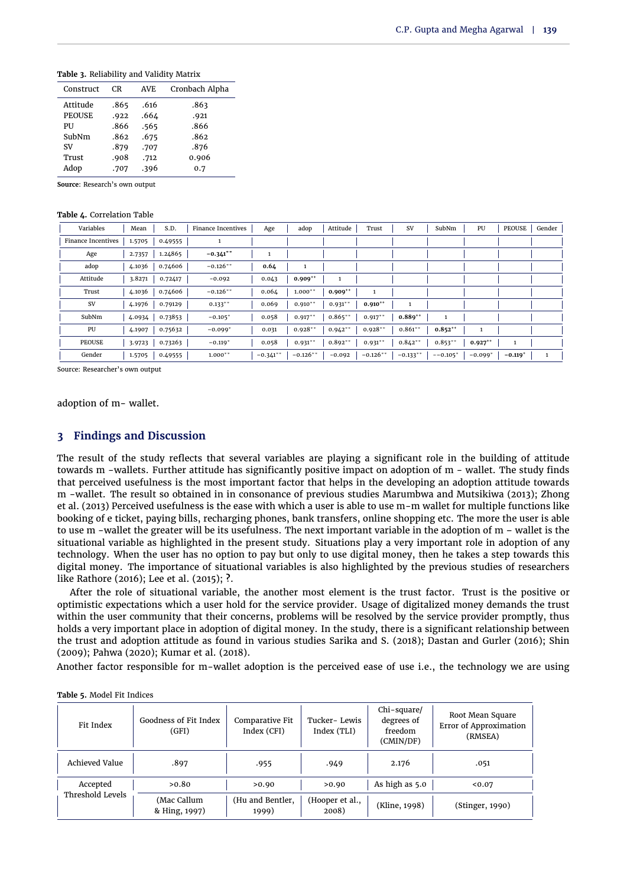**Table 3.** Reliability and Validity Matrix

| Construct | CR | AVE | Cronbach Alpha |
|---|---|---|---|
| Attitude | .865 | .616 | .863 |
| PEOUSE | .922 | .664 | .921 |
| PU | .866 | .565 | .866 |
| SubNm | .862 | .675 | .862 |
| SV | .879 | .707 | .876 |
| Trust | .908 | .712 | 0.906 |
| Adop | .707 | .396 | 0.7 |

**Source**: Research's own output

**Table 4.** Correlation Table

| Variables | Mean | S.D. | Finance Incentives | Age | adop | Attitude | Trust | SV | SubNm | PU | PEOUSE | Gender |
|---|---|---|---|---|---|---|---|---|---|---|---|---|
| Finance Incentives | 1.5705 | 0.49555 | 1 | | | | | | | | | |
| Age | 2.7357 | 1.24865 | **−0.341\*\*** | 1 | | | | | | | | |
| adop | 4.1036 | 0.74606 | −0.126\*\* | **0.64** | 1 | | | | | | | |
| Attitude | 3.8271 | 0.72417 | −0.092 | 0.043 | **0.909\*\*** | 1 | | | | | | |
| Trust | 4.1036 | 0.74606 | −0.126\*\* | 0.064 | 1.000\*\* | **0.909\*\*** | 1 | | | | | |
| SV | 4.1976 | 0.79129 | 0.133\*\* | 0.069 | 0.910\*\* | 0.931\*\* | **0.910\*\*** | 1 | | | | |
| SubNm | 4.0934 | 0.73853 | −0.105\* | 0.058 | 0.917\*\* | 0.865\*\* | 0.917\*\* | **0.889\*\*** | 1 | | | |
| PU | 4.1907 | 0.75632 | −0.099\* | 0.031 | 0.928\*\* | 0.942\*\* | 0.928\*\* | 0.861\*\* | **0.852\*\*** | 1 | | |
| PEOUSE | 3.9723 | 0.73263 | −0.119\* | 0.058 | 0.931\*\* | 0.892\*\* | 0.931\*\* | 0.842\*\* | 0.853\*\* | **0.927\*\*** | 1 | |
| Gender | 1.5705 | 0.49555 | 1.000\*\* | −0.341\*\* | −0.126\*\* | −0.092 | −0.126\*\* | −0.133\*\* | −−0.105\* | −0.099\* | **−0.119\*** | 1 |

Source: Researcher's own output

adoption of m- wallet.

## 3 Findings and Discussion

The result of the study reflects that several variables are playing a significant role in the building of attitude towards m -wallets. Further attitude has significantly positive impact on adoption of m - wallet. The study finds that perceived usefulness is the most important factor that helps in the developing an adoption attitude towards m -wallet. The result so obtained in in consonance of previous studies Marumbwa and Mutsikiwa (2013); Zhong et al. (2013) Perceived usefulness is the ease with which a user is able to use m-m wallet for multiple functions like booking of e ticket, paying bills, recharging phones, bank transfers, online shopping etc. The more the user is able to use m -wallet the greater will be its usefulness. The next important variable in the adoption of m – wallet is the situational variable as highlighted in the present study. Situations play a very important role in adoption of any technology. When the user has no option to pay but only to use digital money, then he takes a step towards this digital money. The importance of situational variables is also highlighted by the previous studies of researchers like Rathore (2016); Lee et al. (2015); **?**.

After the role of situational variable, the another most element is the trust factor. Trust is the positive or optimistic expectations which a user hold for the service provider. Usage of digitalized money demands the trust within the user community that their concerns, problems will be resolved by the service provider promptly, thus holds a very important place in adoption of digital money. In the study, there is a significant relationship between the trust and adoption attitude as found in various studies Sarika and S. (2018); Dastan and Gurler (2016); Shin (2009); Pahwa (2020); Kumar et al. (2018).

Another factor responsible for m-wallet adoption is the perceived ease of use i.e., the technology we are using

**Table 5.** Model Fit Indices

| Fit Index | Goodness of Fit Index (GFI) | Comparative Fit Index (CFI) | Tucker- Lewis Index (TLI) | Chi-square/ degrees of freedom (CMIN/DF) | Root Mean Square Error of Approximation (RMSEA) |
|---|---|---|---|---|---|
| Achieved Value | .897 | .955 | .949 | 2.176 | .051 |
| Accepted Threshold Levels | >0.80 | >0.90 | >0.90 | As high as 5.0 | <0.07 |
| | (Mac Callum & Hing, 1997) | (Hu and Bentler, 1999) | (Hooper et al., 2008) | (Kline, 1998) | (Stinger, 1990) |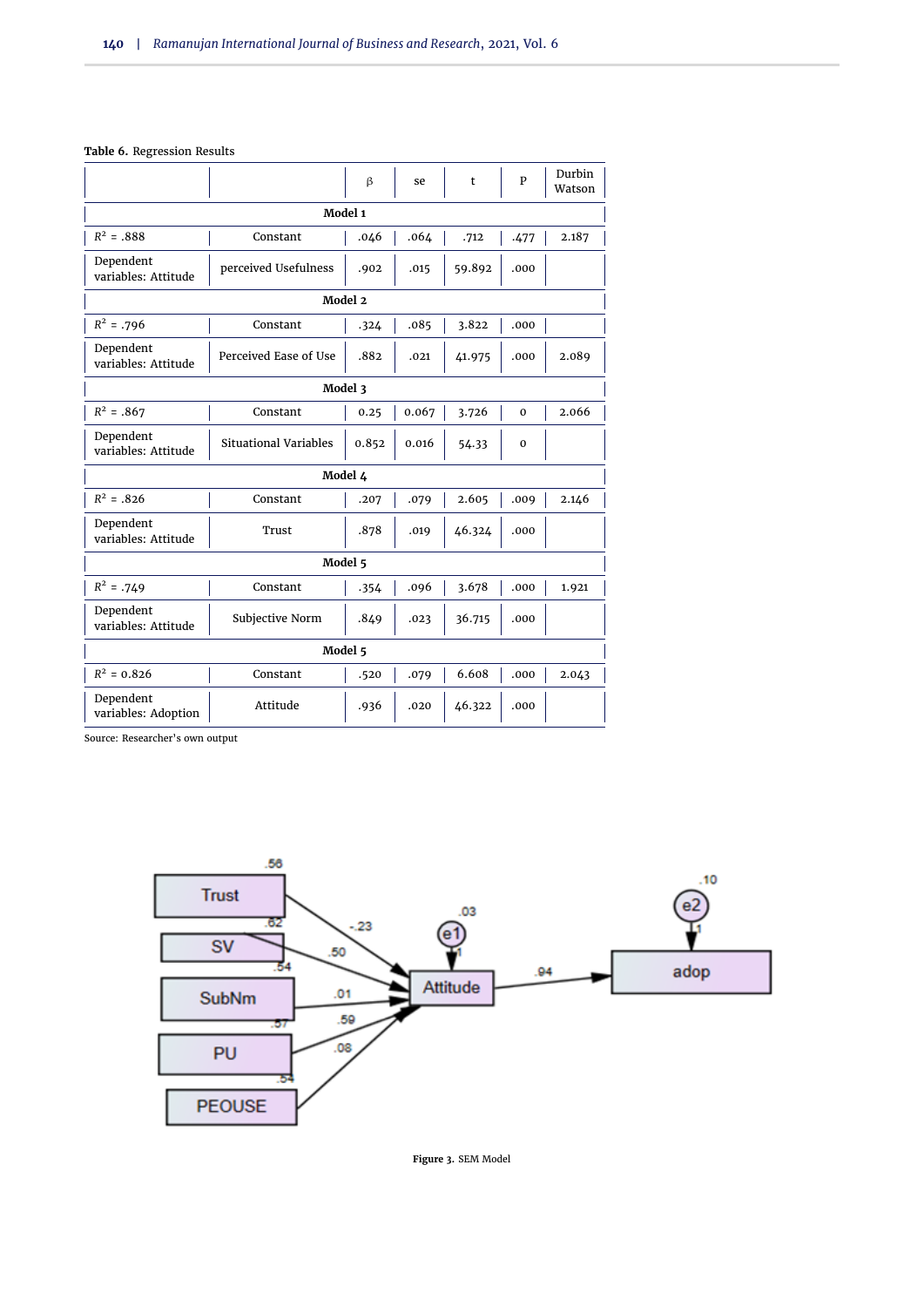**Table 6.** Regression Results

| | | β | se | t | P | Durbin Watson |
|---|---|---|---|---|---|---|
| **Model 1** | | | | | | |
| $R^2$ = .888 | Constant | .046 | .064 | .712 | .477 | 2.187 |
| Dependent variables: Attitude | perceived Usefulness | .902 | .015 | 59.892 | .000 | |
| **Model 2** | | | | | | |
| $R^2$ = .796 | Constant | .324 | .085 | 3.822 | .000 | |
| Dependent variables: Attitude | Perceived Ease of Use | .882 | .021 | 41.975 | .000 | 2.089 |
| **Model 3** | | | | | | |
| $R^2$ = .867 | Constant | 0.25 | 0.067 | 3.726 | 0 | 2.066 |
| Dependent variables: Attitude | Situational Variables | 0.852 | 0.016 | 54.33 | 0 | |
| **Model 4** | | | | | | |
| $R^2$ = .826 | Constant | .207 | .079 | 2.605 | .009 | 2.146 |
| Dependent variables: Attitude | Trust | .878 | .019 | 46.324 | .000 | |
| **Model 5** | | | | | | |
| $R^2$ = .749 | Constant | .354 | .096 | 3.678 | .000 | 1.921 |
| Dependent variables: Attitude | Subjective Norm | .849 | .023 | 36.715 | .000 | |
| **Model 5** | | | | | | |
| $R^2$ = 0.826 | Constant | .520 | .079 | 6.608 | .000 | 2.043 |
| Dependent variables: Adoption | Attitude | .936 | .020 | 46.322 | .000 | |

Source: Researcher's own output

Figure 3. SEM Model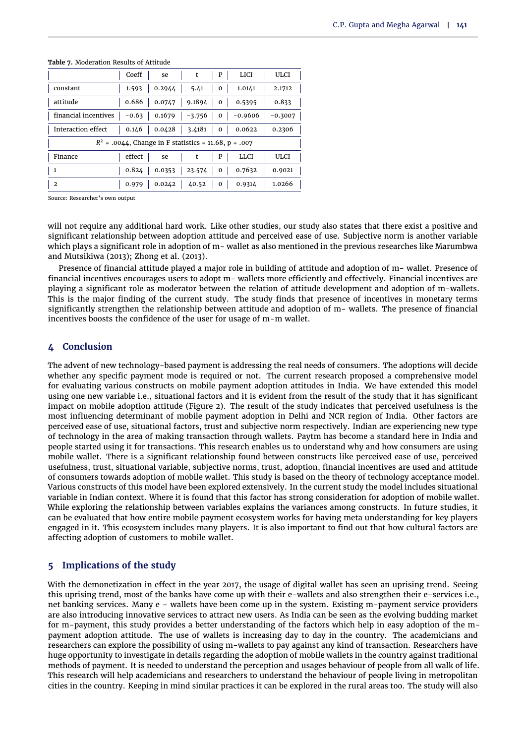Table 7. Moderation Results of Attitude

| | Coeff | se | t | P | LICI | ULCI |
|---|---|---|---|---|---|---|
| constant | 1.593 | 0.2944 | 5.41 | 0 | 1.0141 | 2.1712 |
| attitude | 0.686 | 0.0747 | 9.1894 | 0 | 0.5395 | 0.833 |
| financial incentives | −0.63 | 0.1679 | −3.756 | 0 | −0.9606 | −0.3007 |
| Interaction effect | 0.146 | 0.0428 | 3.4181 | 0 | 0.0622 | 0.2306 |
| $R^2$ = .0044, Change in F statistics = 11.68, p = .007 | | | | | | |
| Finance | effect | se | t | P | LLCI | ULCI |
| 1 | 0.824 | 0.0353 | 23.574 | 0 | 0.7632 | 0.9021 |
| 2 | 0.979 | 0.0242 | 40.52 | 0 | 0.9314 | 1.0266 |

Source: Researcher's own output

will not require any additional hard work. Like other studies, our study also states that there exist a positive and significant relationship between adoption attitude and perceived ease of use. Subjective norm is another variable which plays a significant role in adoption of m- wallet as also mentioned in the previous researches like Marumbwa and Mutsikiwa (2013); Zhong et al. (2013).

Presence of financial attitude played a major role in building of attitude and adoption of m- wallet. Presence of financial incentives encourages users to adopt m- wallets more efficiently and effectively. Financial incentives are playing a significant role as moderator between the relation of attitude development and adoption of m-wallets. This is the major finding of the current study. The study finds that presence of incentives in monetary terms significantly strengthen the relationship between attitude and adoption of m- wallets. The presence of financial incentives boosts the confidence of the user for usage of m-m wallet.

## 4 Conclusion

The advent of new technology-based payment is addressing the real needs of consumers. The adoptions will decide whether any specific payment mode is required or not. The current research proposed a comprehensive model for evaluating various constructs on mobile payment adoption attitudes in India. We have extended this model using one new variable i.e., situational factors and it is evident from the result of the study that it has significant impact on mobile adoption attitude (Figure 2). The result of the study indicates that perceived usefulness is the most influencing determinant of mobile payment adoption in Delhi and NCR region of India. Other factors are perceived ease of use, situational factors, trust and subjective norm respectively. Indian are experiencing new type of technology in the area of making transaction through wallets. Paytm has become a standard here in India and people started using it for transactions. This research enables us to understand why and how consumers are using mobile wallet. There is a significant relationship found between constructs like perceived ease of use, perceived usefulness, trust, situational variable, subjective norms, trust, adoption, financial incentives are used and attitude of consumers towards adoption of mobile wallet. This study is based on the theory of technology acceptance model. Various constructs of this model have been explored extensively. In the current study the model includes situational variable in Indian context. Where it is found that this factor has strong consideration for adoption of mobile wallet. While exploring the relationship between variables explains the variances among constructs. In future studies, it can be evaluated that how entire mobile payment ecosystem works for having meta understanding for key players engaged in it. This ecosystem includes many players. It is also important to find out that how cultural factors are affecting adoption of customers to mobile wallet.

## 5 Implications of the study

With the demonetization in effect in the year 2017, the usage of digital wallet has seen an uprising trend. Seeing this uprising trend, most of the banks have come up with their e-wallets and also strengthen their e-services i.e., net banking services. Many e – wallets have been come up in the system. Existing m-payment service providers are also introducing innovative services to attract new users. As India can be seen as the evolving budding market for m-payment, this study provides a better understanding of the factors which help in easy adoption of the m-payment adoption attitude. The use of wallets is increasing day to day in the country. The academicians and researchers can explore the possibility of using m-wallets to pay against any kind of transaction. Researchers have huge opportunity to investigate in details regarding the adoption of mobile wallets in the country against traditional methods of payment. It is needed to understand the perception and usages behaviour of people from all walk of life. This research will help academicians and researchers to understand the behaviour of people living in metropolitan cities in the country. Keeping in mind similar practices it can be explored in the rural areas too. The study will also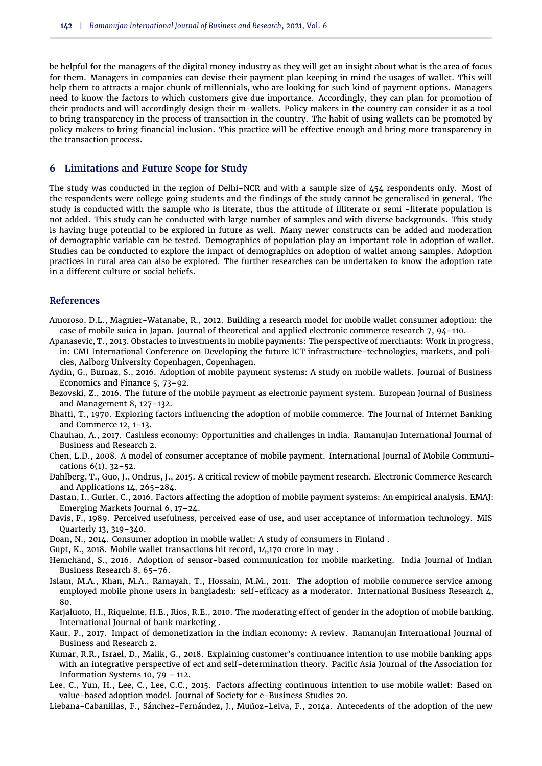be helpful for the managers of the digital money industry as they will get an insight about what is the area of focus for them. Managers in companies can devise their payment plan keeping in mind the usages of wallet. This will help them to attracts a major chunk of millennials, who are looking for such kind of payment options. Managers need to know the factors to which customers give due importance. Accordingly, they can plan for promotion of their products and will accordingly design their m-wallets. Policy makers in the country can consider it as a tool to bring transparency in the process of transaction in the country. The habit of using wallets can be promoted by policy makers to bring financial inclusion. This practice will be effective enough and bring more transparency in the transaction process.

## 6 Limitations and Future Scope for Study

The study was conducted in the region of Delhi-NCR and with a sample size of 454 respondents only. Most of the respondents were college going students and the findings of the study cannot be generalised in general. The study is conducted with the sample who is literate, thus the attitude of illiterate or semi -literate population is not added. This study can be conducted with large number of samples and with diverse backgrounds. This study is having huge potential to be explored in future as well. Many newer constructs can be added and moderation of demographic variable can be tested. Demographics of population play an important role in adoption of wallet. Studies can be conducted to explore the impact of demographics on adoption of wallet among samples. Adoption practices in rural area can also be explored. The further researches can be undertaken to know the adoption rate in a different culture or social beliefs.

## References

Amoroso, D.L., Magnier-Watanabe, R., 2012. Building a research model for mobile wallet consumer adoption: the case of mobile suica in Japan. Journal of theoretical and applied electronic commerce research 7, 94–110.

Apanasevic, T., 2013. Obstacles to investments in mobile payments: The perspective of merchants: Work in progress, in: CMI International Conference on Developing the future ICT infrastructure-technologies, markets, and policies, Aalborg University Copenhagen, Copenhagen.

Aydin, G., Burnaz, S., 2016. Adoption of mobile payment systems: A study on mobile wallets. Journal of Business Economics and Finance 5, 73–92.

Bezovski, Z., 2016. The future of the mobile payment as electronic payment system. European Journal of Business and Management 8, 127–132.

Bhatti, T., 1970. Exploring factors influencing the adoption of mobile commerce. The Journal of Internet Banking and Commerce 12, 1–13.

Chauhan, A., 2017. Cashless economy: Opportunities and challenges in india. Ramanujan International Journal of Business and Research 2.

Chen, L.D., 2008. A model of consumer acceptance of mobile payment. International Journal of Mobile Communications 6(1), 32–52.

Dahlberg, T., Guo, J., Ondrus, J., 2015. A critical review of mobile payment research. Electronic Commerce Research and Applications 14, 265–284.

Dastan, I., Gurler, C., 2016. Factors affecting the adoption of mobile payment systems: An empirical analysis. EMAJ: Emerging Markets Journal 6, 17–24.

Davis, F., 1989. Perceived usefulness, perceived ease of use, and user acceptance of information technology. MIS Quarterly 13, 319–340.

Doan, N., 2014. Consumer adoption in mobile wallet: A study of consumers in Finland .

Gupt, K., 2018. Mobile wallet transactions hit record, 14,170 crore in may .

Hemchand, S., 2016. Adoption of sensor-based communication for mobile marketing. India Journal of Indian Business Research 8, 65–76.

Islam, M.A., Khan, M.A., Ramayah, T., Hossain, M.M., 2011. The adoption of mobile commerce service among employed mobile phone users in bangladesh: self-efficacy as a moderator. International Business Research 4, 80.

Karjaluoto, H., Riquelme, H.E., Rios, R.E., 2010. The moderating effect of gender in the adoption of mobile banking. International Journal of bank marketing .

Kaur, P., 2017. Impact of demonetization in the indian economy: A review. Ramanujan International Journal of Business and Research 2.

Kumar, R.R., Israel, D., Malik, G., 2018. Explaining customer's continuance intention to use mobile banking apps with an integrative perspective of ect and self-determination theory. Pacific Asia Journal of the Association for Information Systems 10, 79 – 112.

Lee, C., Yun, H., Lee, C., Lee, C.C., 2015. Factors affecting continuous intention to use mobile wallet: Based on value-based adoption model. Journal of Society for e-Business Studies 20.

Liebana-Cabanillas, F., Sánchez-Fernández, J., Muñoz-Leiva, F., 2014a. Antecedents of the adoption of the new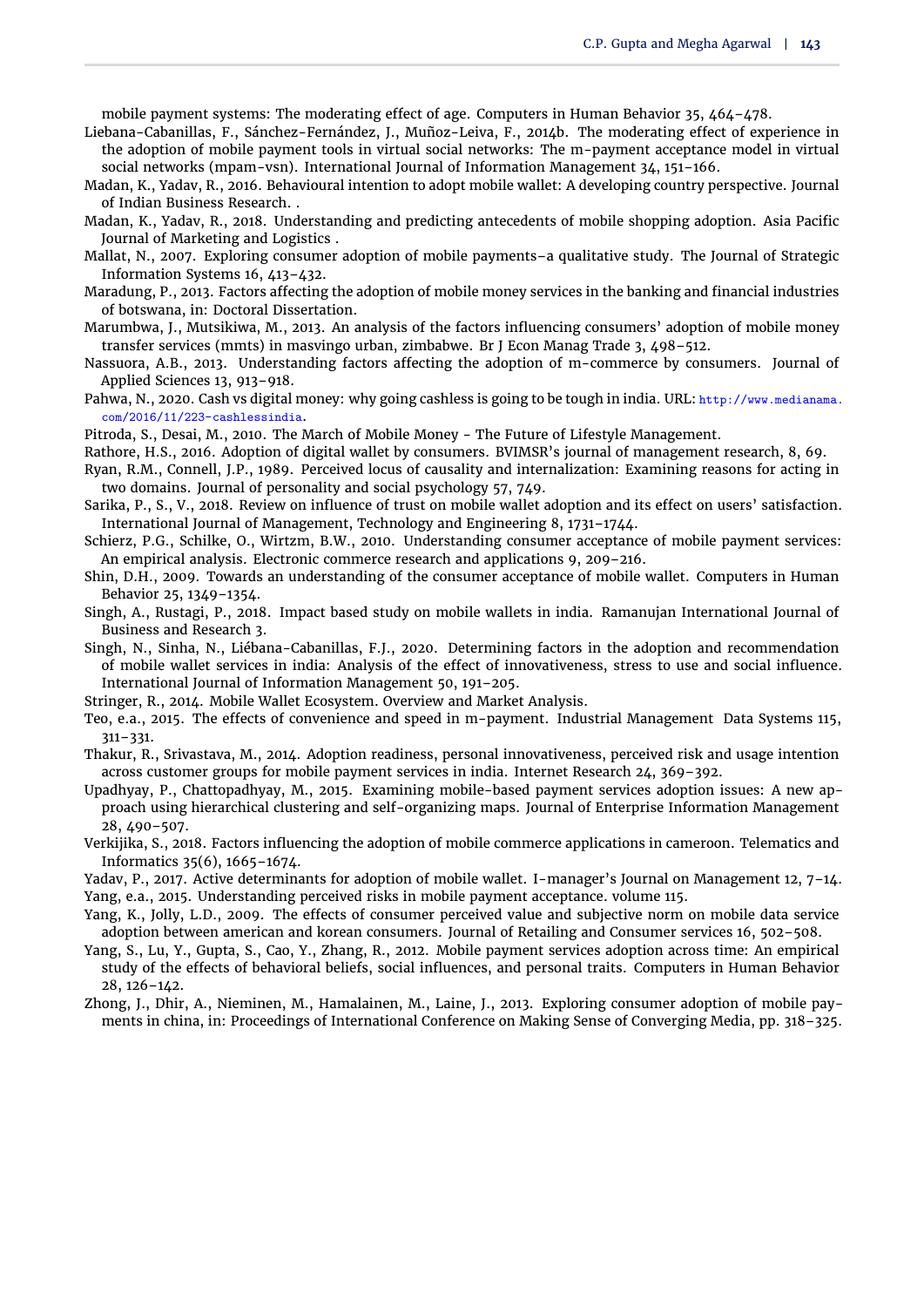mobile payment systems: The moderating effect of age. Computers in Human Behavior 35, 464–478.

Liebana-Cabanillas, F., Sánchez-Fernández, J., Muñoz-Leiva, F., 2014b. The moderating effect of experience in the adoption of mobile payment tools in virtual social networks: The m-payment acceptance model in virtual social networks (mpam-vsn). International Journal of Information Management 34, 151–166.

Madan, K., Yadav, R., 2016. Behavioural intention to adopt mobile wallet: A developing country perspective. Journal of Indian Business Research. .

Madan, K., Yadav, R., 2018. Understanding and predicting antecedents of mobile shopping adoption. Asia Pacific Journal of Marketing and Logistics .

Mallat, N., 2007. Exploring consumer adoption of mobile payments–a qualitative study. The Journal of Strategic Information Systems 16, 413–432.

Maradung, P., 2013. Factors affecting the adoption of mobile money services in the banking and financial industries of botswana, in: Doctoral Dissertation.

Marumbwa, J., Mutsikiwa, M., 2013. An analysis of the factors influencing consumers' adoption of mobile money transfer services (mmts) in masvingo urban, zimbabwe. Br J Econ Manag Trade 3, 498–512.

Nassuora, A.B., 2013. Understanding factors affecting the adoption of m-commerce by consumers. Journal of Applied Sciences 13, 913–918.

Pahwa, N., 2020. Cash vs digital money: why going cashless is going to be tough in india. URL: http://www.medianama.com/2016/11/223-cashlessindia.

Pitroda, S., Desai, M., 2010. The March of Mobile Money - The Future of Lifestyle Management.

Rathore, H.S., 2016. Adoption of digital wallet by consumers. BVIMSR's journal of management research, 8, 69.

Ryan, R.M., Connell, J.P., 1989. Perceived locus of causality and internalization: Examining reasons for acting in two domains. Journal of personality and social psychology 57, 749.

Sarika, P., S., V., 2018. Review on influence of trust on mobile wallet adoption and its effect on users' satisfaction. International Journal of Management, Technology and Engineering 8, 1731–1744.

Schierz, P.G., Schilke, O., Wirtzm, B.W., 2010. Understanding consumer acceptance of mobile payment services: An empirical analysis. Electronic commerce research and applications 9, 209–216.

Shin, D.H., 2009. Towards an understanding of the consumer acceptance of mobile wallet. Computers in Human Behavior 25, 1349–1354.

Singh, A., Rustagi, P., 2018. Impact based study on mobile wallets in india. Ramanujan International Journal of Business and Research 3.

Singh, N., Sinha, N., Liébana-Cabanillas, F.J., 2020. Determining factors in the adoption and recommendation of mobile wallet services in india: Analysis of the effect of innovativeness, stress to use and social influence. International Journal of Information Management 50, 191–205.

Stringer, R., 2014. Mobile Wallet Ecosystem. Overview and Market Analysis.

Teo, e.a., 2015. The effects of convenience and speed in m-payment. Industrial Management Data Systems 115, 311–331.

Thakur, R., Srivastava, M., 2014. Adoption readiness, personal innovativeness, perceived risk and usage intention across customer groups for mobile payment services in india. Internet Research 24, 369–392.

Upadhyay, P., Chattopadhyay, M., 2015. Examining mobile-based payment services adoption issues: A new approach using hierarchical clustering and self-organizing maps. Journal of Enterprise Information Management 28, 490–507.

Verkijika, S., 2018. Factors influencing the adoption of mobile commerce applications in cameroon. Telematics and Informatics 35(6), 1665–1674.

Yadav, P., 2017. Active determinants for adoption of mobile wallet. I-manager's Journal on Management 12, 7–14.

Yang, e.a., 2015. Understanding perceived risks in mobile payment acceptance. volume 115.

Yang, K., Jolly, L.D., 2009. The effects of consumer perceived value and subjective norm on mobile data service adoption between american and korean consumers. Journal of Retailing and Consumer services 16, 502–508.

Yang, S., Lu, Y., Gupta, S., Cao, Y., Zhang, R., 2012. Mobile payment services adoption across time: An empirical study of the effects of behavioral beliefs, social influences, and personal traits. Computers in Human Behavior 28, 126–142.

Zhong, J., Dhir, A., Nieminen, M., Hamalainen, M., Laine, J., 2013. Exploring consumer adoption of mobile payments in china, in: Proceedings of International Conference on Making Sense of Converging Media, pp. 318–325.